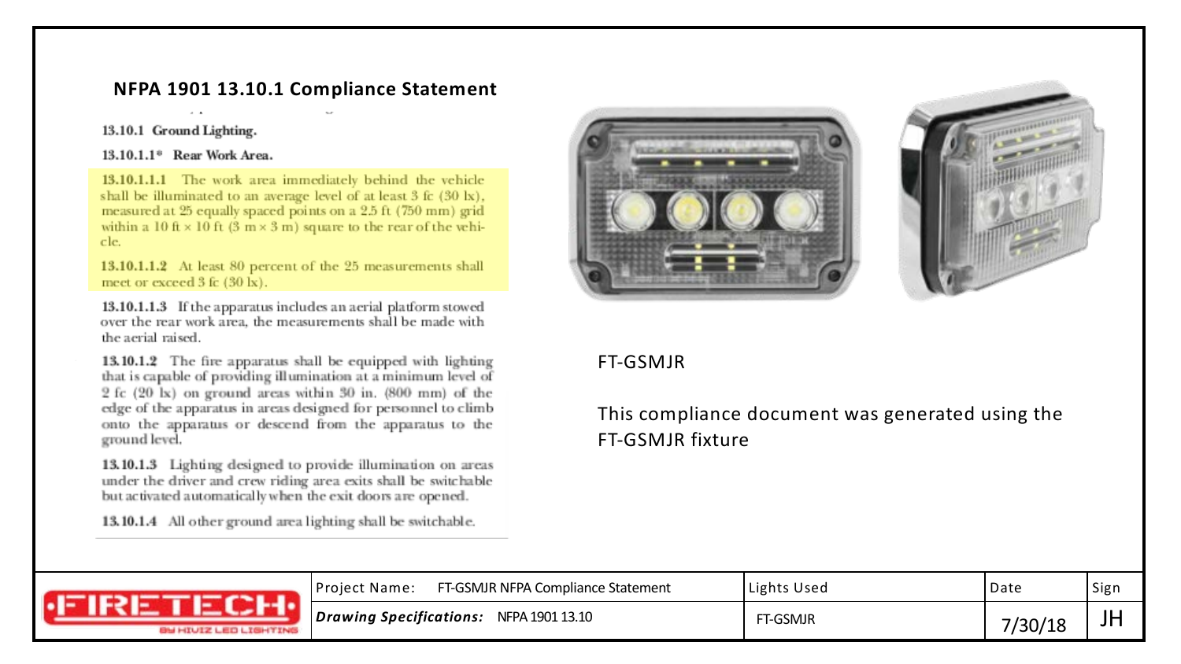## NFPA 1901 13.10.1 Compliance Statement

**13.10.1 Ground Lighting.**

**13.10.1.1\* Rear Work Area.**

**13.10.1.1.1** The work area immediately behind the vehicle shall be illuminated to an average level of at least 3 fc (30 lx), measured at 25 equally spaced points on a 2.5 ft (750 mm) grid within a 10 ft × 10 ft (3 m × 3 m) square to the rear of the vehicle.

**13.10.1.1.2** At least 80 percent of the 25 measurements shall meet or exceed 3 fc (30 lx).

**13.10.1.1.3** If the apparatus includes an aerial platform stowed over the rear work area, the measurements shall be made with the aerial raised.

**13.10.1.2** The fire apparatus shall be equipped with lighting that is capable of providing illumination at a minimum level of 2 fc (20 lx) on ground areas within 30 in. (800 mm) of the edge of the apparatus in areas designed for personnel to climb onto the apparatus or descend from the apparatus to the ground level.

**13.10.1.3** Lighting designed to provide illumination on areas under the driver and crew riding area exits shall be switchable but activated automatically when the exit doors are opened.

**13.10.1.4** All other ground area lighting shall be switchable.

FT-GSMJR

This compliance document was generated using the FT-GSMJR fixture

| FIRETECH BY HIVIZ LED LIGHTING | Project Name: FT-GSMJR NFPA Compliance Statement | Lights Used | Date | Sign |
|---|---|---|---|---|
| | ***Drawing Specifications:*** NFPA 1901 13.10 | FT-GSMJR | 7/30/18 | JH |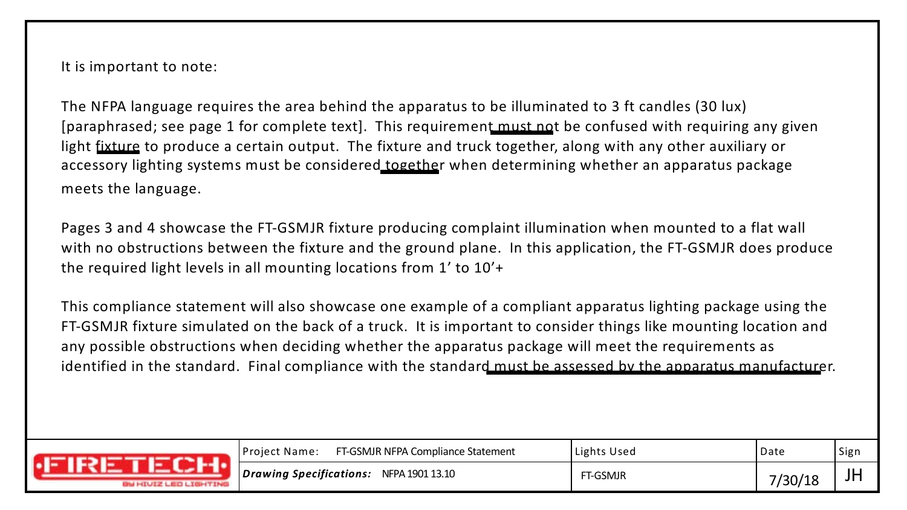It is important to note:

The NFPA language requires the area behind the apparatus to be illuminated to 3 ft candles (30 lux) [paraphrased; see page 1 for complete text]. This requirement must not be confused with requiring any given light fixture to produce a certain output. The fixture and truck together, along with any other auxiliary or accessory lighting systems must be considered together when determining whether an apparatus package meets the language.

Pages 3 and 4 showcase the FT-GSMJR fixture producing complaint illumination when mounted to a flat wall with no obstructions between the fixture and the ground plane. In this application, the FT-GSMJR does produce the required light levels in all mounting locations from 1' to 10'+

This compliance statement will also showcase one example of a compliant apparatus lighting package using the FT-GSMJR fixture simulated on the back of a truck. It is important to consider things like mounting location and any possible obstructions when deciding whether the apparatus package will meet the requirements as identified in the standard. Final compliance with the standard must be assessed by the apparatus manufacturer.

| FIRETECH BY HIVIZ LED LIGHTING | Project Name: FT-GSMJR NFPA Compliance Statement | Lights Used | Date | Sign |
|---|---|---|---|---|
| | ***Drawing Specifications:*** NFPA 1901 13.10 | FT-GSMJR | 7/30/18 | JH |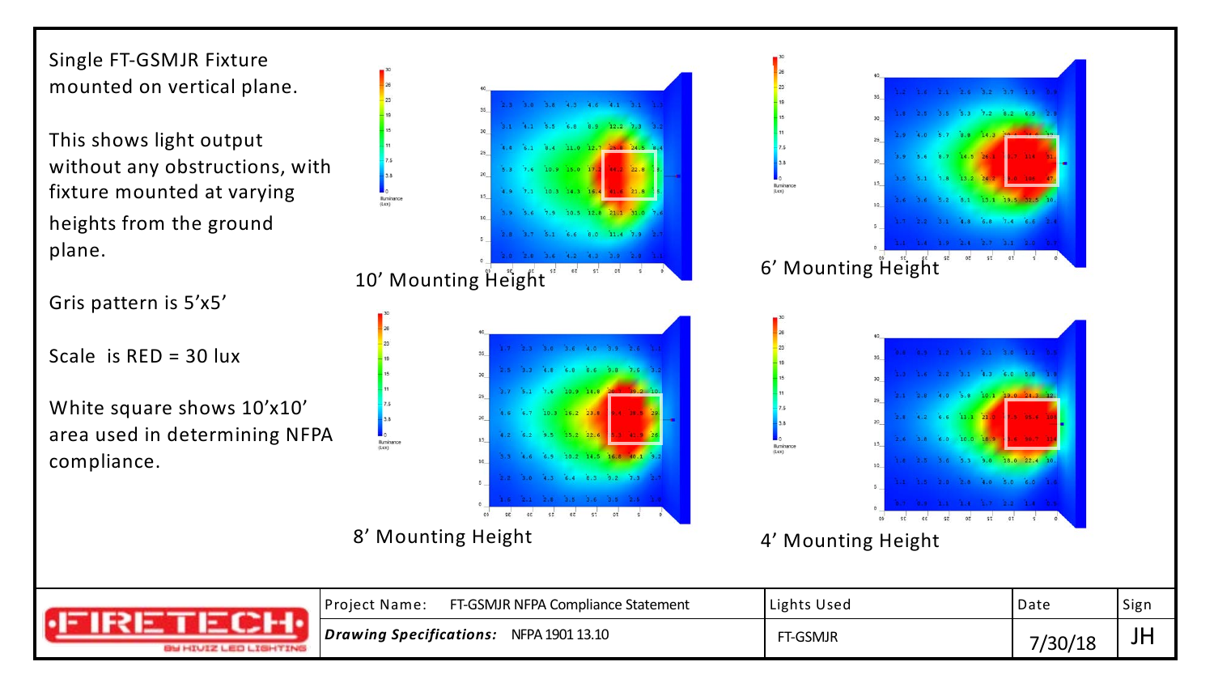Single FT-GSMJR Fixture mounted on vertical plane.

This shows light output without any obstructions, with fixture mounted at varying heights from the ground plane.

Gris pattern is 5'x5'

Scale is RED = 30 lux

White square shows 10'x10' area used in determining NFPA compliance.

10' Mounting Height

6' Mounting Height

8' Mounting Height

4' Mounting Height

| FIRETECH BY HIVIZ LED LIGHTING | Project Name: FT-GSMJR NFPA Compliance Statement | Lights Used | Date | Sign |
|---|---|---|---|---|
| | ***Drawing Specifications:*** NFPA 1901 13.10 | FT-GSMJR | 7/30/18 | JH |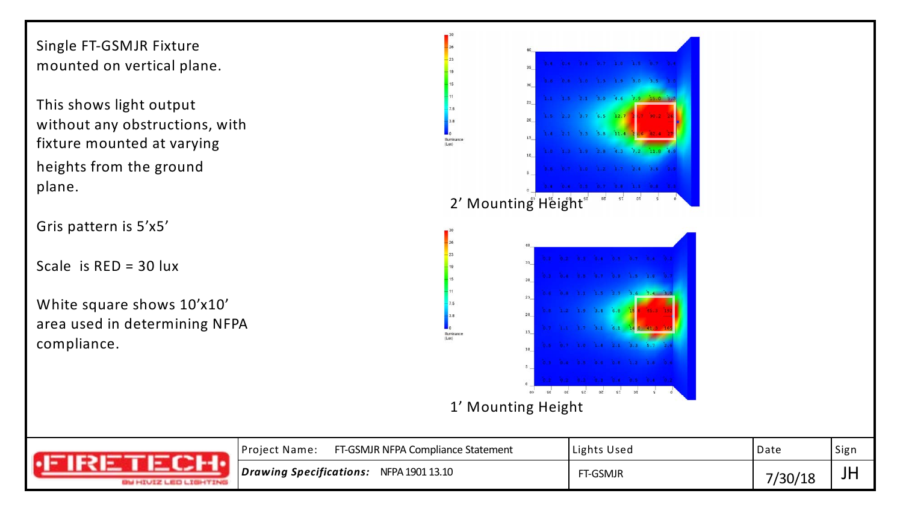Single FT-GSMJR Fixture mounted on vertical plane.

This shows light output without any obstructions, with fixture mounted at varying heights from the ground plane.

Gris pattern is 5'x5'

Scale is RED = 30 lux

White square shows 10'x10' area used in determining NFPA compliance.

2' Mounting Height

1' Mounting Height

| Project Name: FT-GSMJR NFPA Compliance Statement | Lights Used | Date | Sign |
|---|---|---|---|
| ***Drawing Specifications:*** NFPA 1901 13.10 | FT-GSMJR | 7/30/18 | JH |

FIRETECH BY HIVIZ LED LIGHTING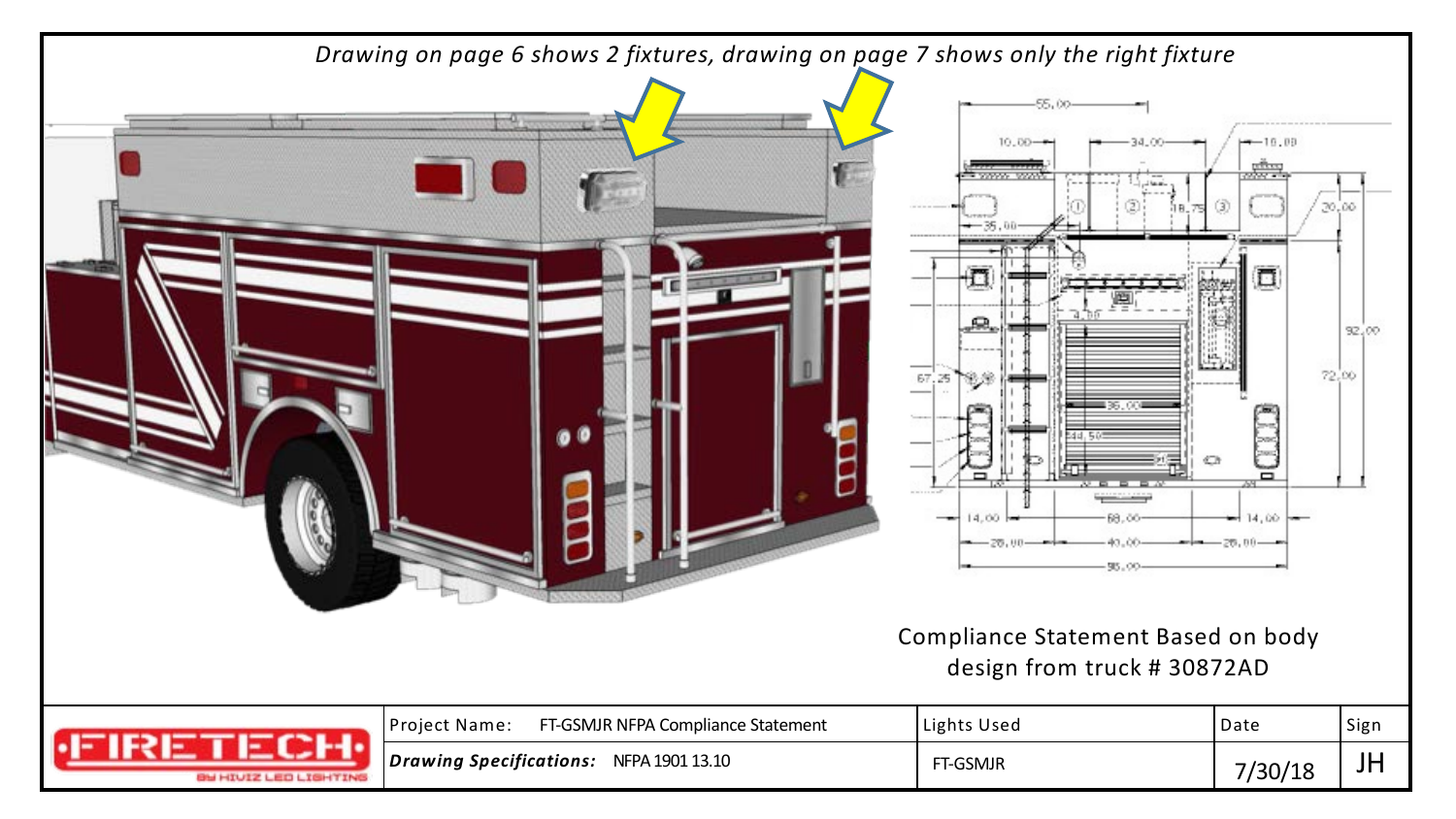*Drawing on page 6 shows 2 fixtures, drawing on page 7 shows only the right fixture*

Compliance Statement Based on body design from truck # 30872AD

| FIRETECH BY HIVIZ LED LIGHTING | Project Name: FT-GSMJR NFPA Compliance Statement | Lights Used | Date | Sign |
|---|---|---|---|---|
| | ***Drawing Specifications:*** NFPA 1901 13.10 | FT-GSMJR | 7/30/18 | JH |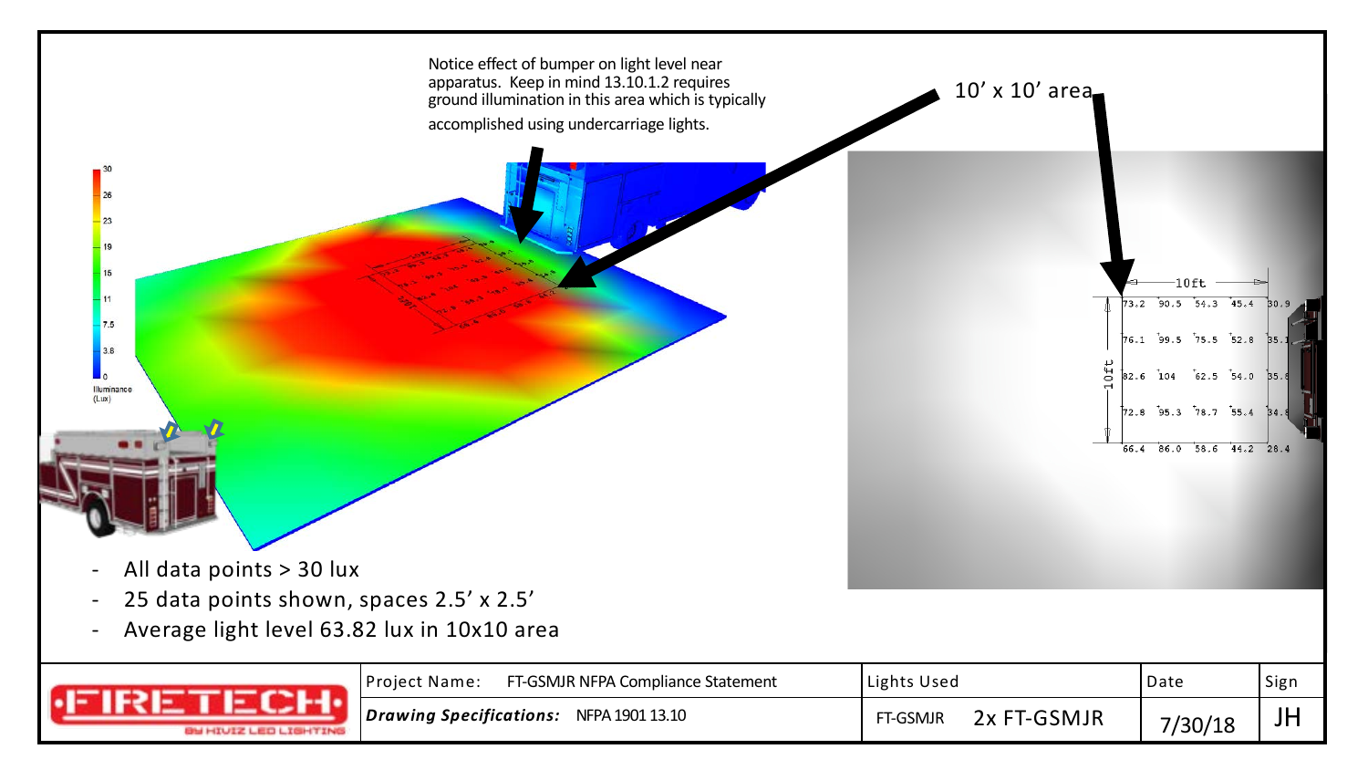Notice effect of bumper on light level near apparatus. Keep in mind 13.10.1.2 requires ground illumination in this area which is typically accomplished using undercarriage lights.

10' x 10' area

| 73.2 | 90.5 | 54.3 | 45.4 | 30.9 |
|---|---|---|---|---|
| 76.1 | 99.5 | 75.5 | 52.8 | 35.1 |
| 82.6 | 104 | 62.5 | 54.0 | 35.8 |
| 72.8 | 95.3 | 78.7 | 55.4 | 34.8 |
| 66.4 | 86.0 | 58.6 | 44.2 | 28.4 |

- All data points > 30 lux
- 25 data points shown, spaces 2.5' x 2.5'
- Average light level 63.82 lux in 10x10 area

| FIRETECH BY HIVIZ LED LIGHTING | Project Name: FT-GSMJR NFPA Compliance Statement | Lights Used | Date | Sign |
|---|---|---|---|---|
| | ***Drawing Specifications:*** NFPA 1901 13.10 | FT-GSMJR 2x FT-GSMJR | 7/30/18 | JH |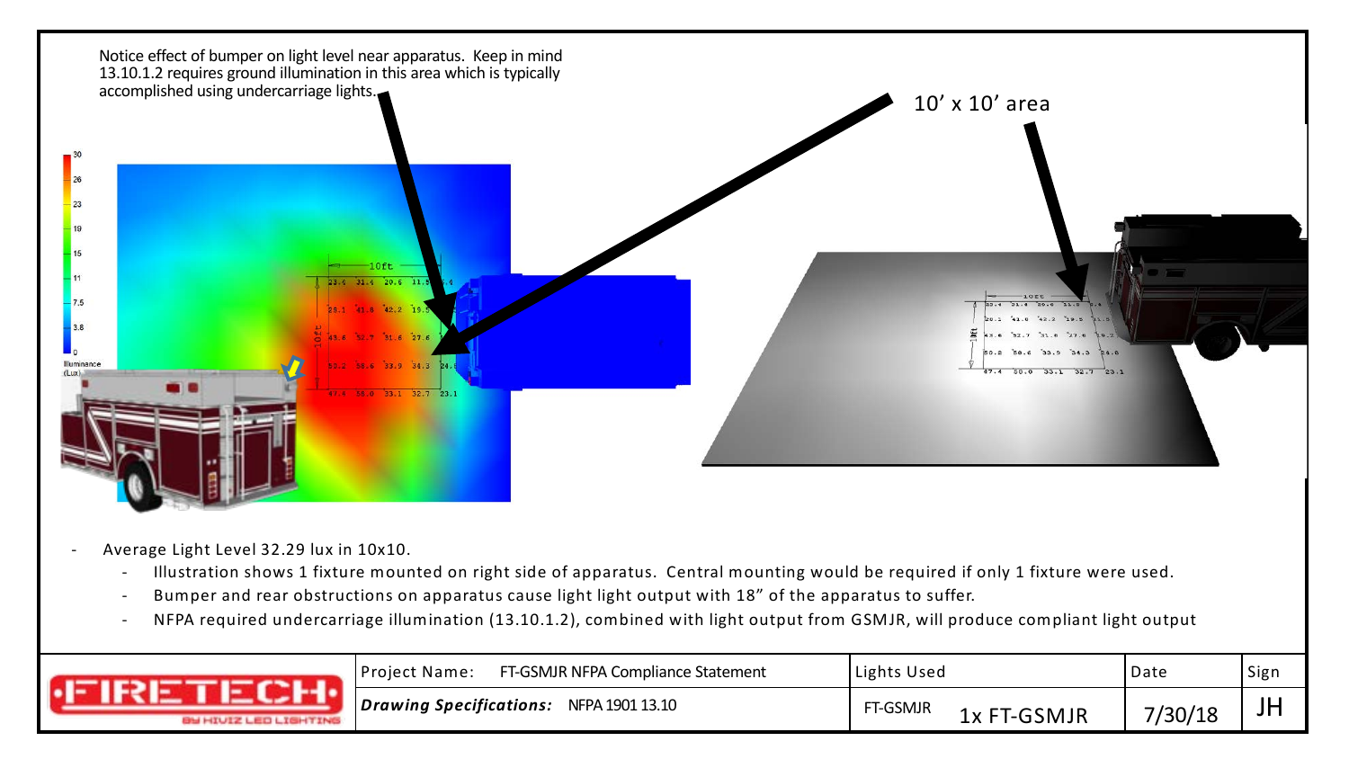Notice effect of bumper on light level near apparatus. Keep in mind 13.10.1.2 requires ground illumination in this area which is typically accomplished using undercarriage lights.

10' x 10' area

- Average Light Level 32.29 lux in 10x10.
  - Illustration shows 1 fixture mounted on right side of apparatus. Central mounting would be required if only 1 fixture were used.
  - Bumper and rear obstructions on apparatus cause light light output with 18" of the apparatus to suffer.
  - NFPA required undercarriage illumination (13.10.1.2), combined with light output from GSMJR, will produce compliant light output

| FIRETECH BY HIVIZ LED LIGHTING | Project Name: FT-GSMJR NFPA Compliance Statement | Lights Used | Date | Sign |
|---|---|---|---|---|
| | ***Drawing Specifications:*** NFPA 1901 13.10 | FT-GSMJR 1x FT-GSMJR | 7/30/18 | JH |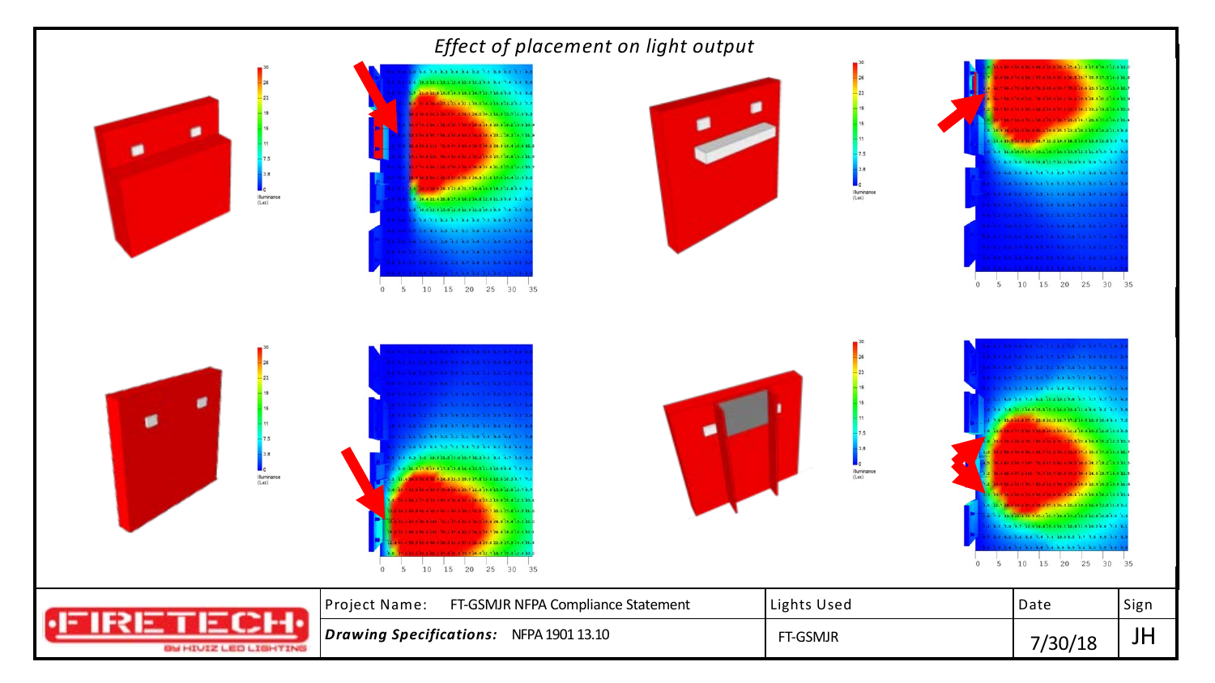# *Effect of placement on light output*

30
26
23
19
15
11
7.5
3.8
0
Illuminance (Lux)

0 5 10 15 20 25 30 35

| Project Name: | FT-GSMJR NFPA Compliance Statement | Lights Used | Date | Sign |
|---|---|---|---|---|
| ***Drawing Specifications:*** | NFPA 1901 13.10 | FT-GSMJR | 7/30/18 | JH |

FIRETECH
BY HIVIZ LED LIGHTING